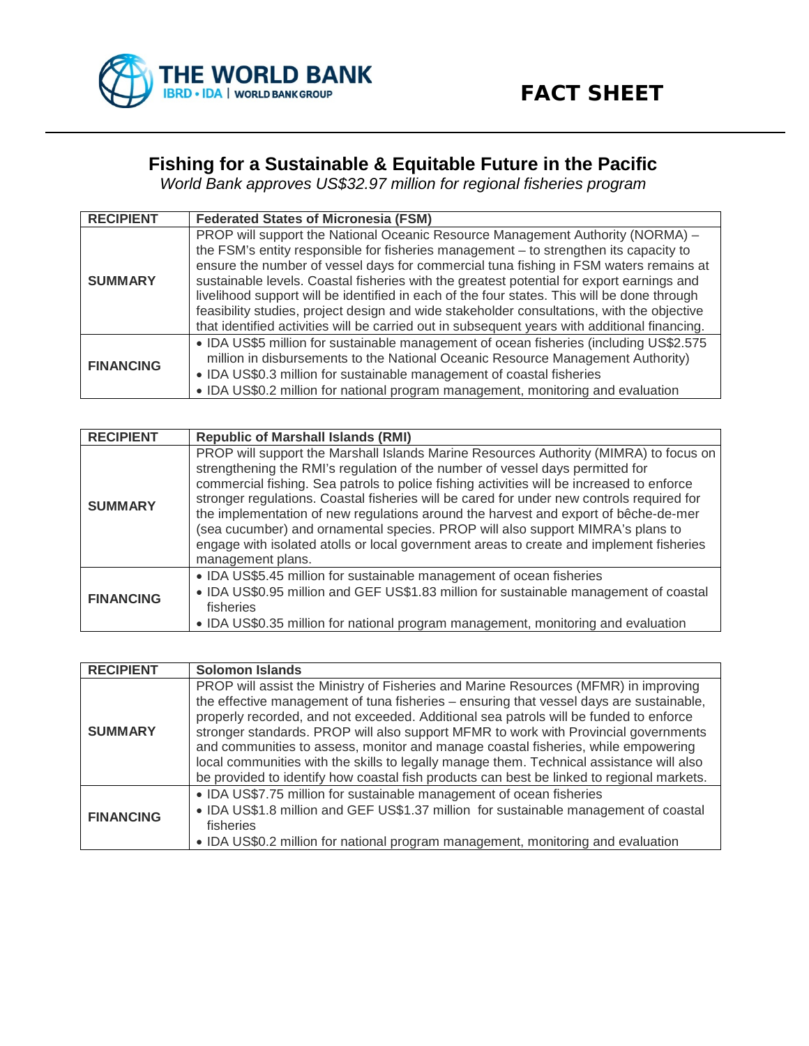FACT SHEET

# Fishing for a Sustainable & Equitable Future in the Pacific

*World Bank approves US$32.97 million for regional fisheries program*

| RECIPIENT | Federated States of Micronesia (FSM) |
|---|---|
| SUMMARY | PROP will support the National Oceanic Resource Management Authority (NORMA) – the FSM's entity responsible for fisheries management – to strengthen its capacity to ensure the number of vessel days for commercial tuna fishing in FSM waters remains at sustainable levels. Coastal fisheries with the greatest potential for export earnings and livelihood support will be identified in each of the four states. This will be done through feasibility studies, project design and wide stakeholder consultations, with the objective that identified activities will be carried out in subsequent years with additional financing. |
| FINANCING | • IDA US$5 million for sustainable management of ocean fisheries (including US$2.575 million in disbursements to the National Oceanic Resource Management Authority)<br>• IDA US$0.3 million for sustainable management of coastal fisheries<br>• IDA US$0.2 million for national program management, monitoring and evaluation |

| RECIPIENT | Republic of Marshall Islands (RMI) |
|---|---|
| SUMMARY | PROP will support the Marshall Islands Marine Resources Authority (MIMRA) to focus on strengthening the RMI's regulation of the number of vessel days permitted for commercial fishing. Sea patrols to police fishing activities will be increased to enforce stronger regulations. Coastal fisheries will be cared for under new controls required for the implementation of new regulations around the harvest and export of bêche-de-mer (sea cucumber) and ornamental species. PROP will also support MIMRA's plans to engage with isolated atolls or local government areas to create and implement fisheries management plans. |
| FINANCING | • IDA US$5.45 million for sustainable management of ocean fisheries<br>• IDA US$0.95 million and GEF US$1.83 million for sustainable management of coastal fisheries<br>• IDA US$0.35 million for national program management, monitoring and evaluation |

| RECIPIENT | Solomon Islands |
|---|---|
| SUMMARY | PROP will assist the Ministry of Fisheries and Marine Resources (MFMR) in improving the effective management of tuna fisheries – ensuring that vessel days are sustainable, properly recorded, and not exceeded. Additional sea patrols will be funded to enforce stronger standards. PROP will also support MFMR to work with Provincial governments and communities to assess, monitor and manage coastal fisheries, while empowering local communities with the skills to legally manage them. Technical assistance will also be provided to identify how coastal fish products can best be linked to regional markets. |
| FINANCING | • IDA US$7.75 million for sustainable management of ocean fisheries<br>• IDA US$1.8 million and GEF US$1.37 million for sustainable management of coastal fisheries<br>• IDA US$0.2 million for national program management, monitoring and evaluation |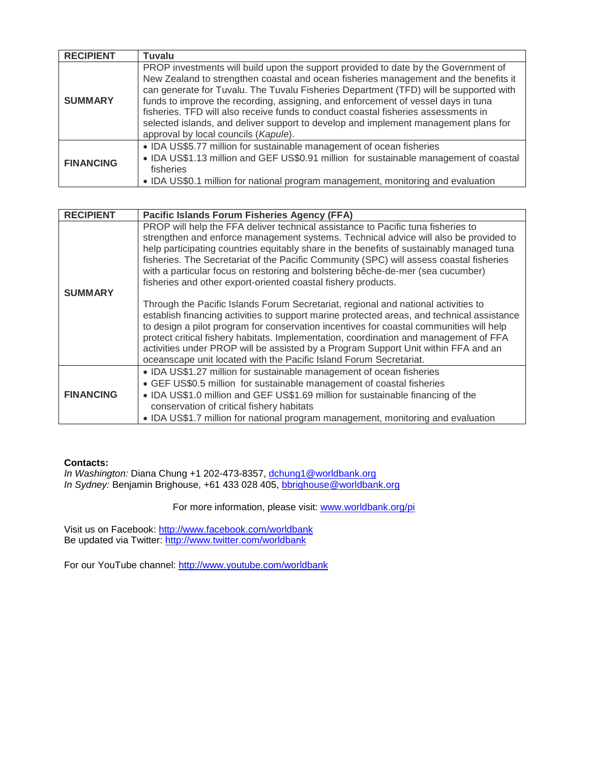| RECIPIENT | Tuvalu |
|---|---|
| SUMMARY | PROP investments will build upon the support provided to date by the Government of New Zealand to strengthen coastal and ocean fisheries management and the benefits it can generate for Tuvalu. The Tuvalu Fisheries Department (TFD) will be supported with funds to improve the recording, assigning, and enforcement of vessel days in tuna fisheries. TFD will also receive funds to conduct coastal fisheries assessments in selected islands, and deliver support to develop and implement management plans for approval by local councils (*Kapule*). |
| FINANCING | • IDA US$5.77 million for sustainable management of ocean fisheries<br>• IDA US$1.13 million and GEF US$0.91 million for sustainable management of coastal fisheries<br>• IDA US$0.1 million for national program management, monitoring and evaluation |

| RECIPIENT | Pacific Islands Forum Fisheries Agency (FFA) |
|---|---|
| SUMMARY | PROP will help the FFA deliver technical assistance to Pacific tuna fisheries to strengthen and enforce management systems. Technical advice will also be provided to help participating countries equitably share in the benefits of sustainably managed tuna fisheries. The Secretariat of the Pacific Community (SPC) will assess coastal fisheries with a particular focus on restoring and bolstering bêche-de-mer (sea cucumber) fisheries and other export-oriented coastal fishery products.<br><br>Through the Pacific Islands Forum Secretariat, regional and national activities to establish financing activities to support marine protected areas, and technical assistance to design a pilot program for conservation incentives for coastal communities will help protect critical fishery habitats. Implementation, coordination and management of FFA activities under PROP will be assisted by a Program Support Unit within FFA and an oceanscape unit located with the Pacific Island Forum Secretariat. |
| FINANCING | • IDA US$1.27 million for sustainable management of ocean fisheries<br>• GEF US$0.5 million for sustainable management of coastal fisheries<br>• IDA US$1.0 million and GEF US$1.69 million for sustainable financing of the conservation of critical fishery habitats<br>• IDA US$1.7 million for national program management, monitoring and evaluation |

**Contacts:**
*In Washington:* Diana Chung +1 202-473-8357, dchung1@worldbank.org
*In Sydney:* Benjamin Brighouse, +61 433 028 405, bbrighouse@worldbank.org

For more information, please visit: www.worldbank.org/pi

Visit us on Facebook: http://www.facebook.com/worldbank
Be updated via Twitter: http://www.twitter.com/worldbank

For our YouTube channel: http://www.youtube.com/worldbank